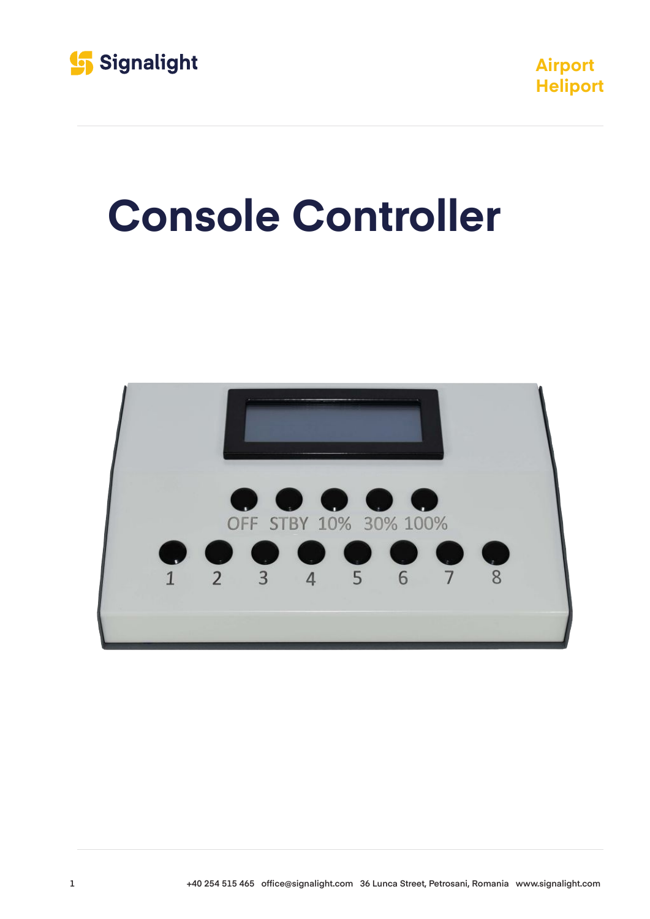Signalight

Airport
Heliport

# Console Controller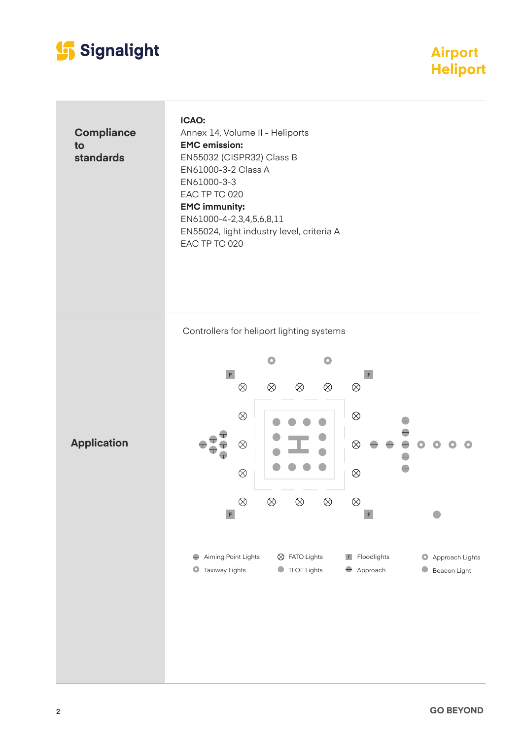## Compliance to standards

**ICAO:**
Annex 14, Volume II - Heliports
**EMC emission:**
EN55032 (CISPR32) Class B
EN61000-3-2 Class A
EN61000-3-3
EAC TP TC 020
**EMC immunity:**
EN61000-4-2,3,4,5,6,8,11
EN55024, light industry level, criteria A
EAC TP TC 020

## Application

Controllers for heliport lighting systems

Aiming Point Lights
Taxiway Lights
FATO Lights
TLOF Lights
Floodlights
Approach
Approach Lights
Beacon Light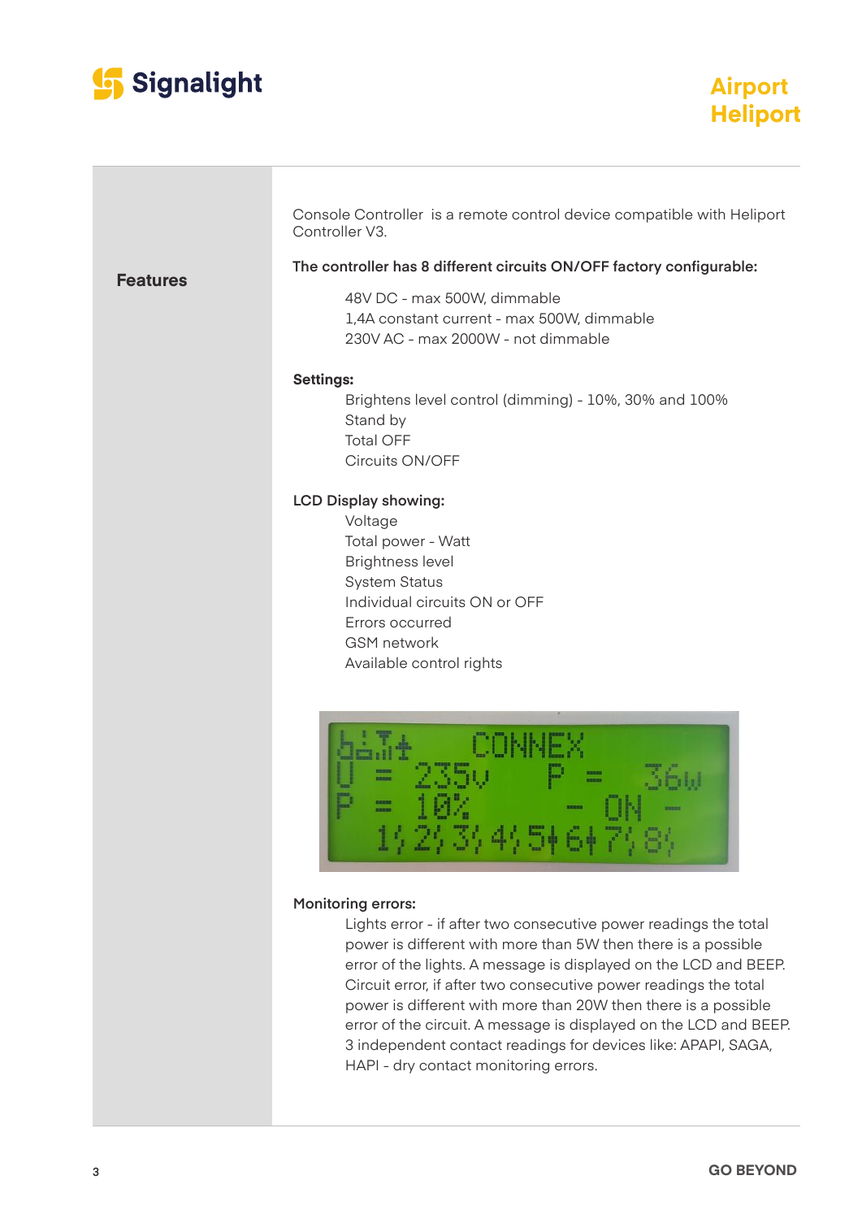## Features

Console Controller is a remote control device compatible with Heliport Controller V3.

**The controller has 8 different circuits ON/OFF factory configurable:**

- 48V DC - max 500W, dimmable
- 1,4A constant current - max 500W, dimmable
- 230V AC - max 2000W - not dimmable

**Settings:**

- Brightens level control (dimming) - 10%, 30% and 100%
- Stand by
- Total OFF
- Circuits ON/OFF

**LCD Display showing:**

- Voltage
- Total power - Watt
- Brightness level
- System Status
- Individual circuits ON or OFF
- Errors occurred
- GSM network
- Available control rights

**Monitoring errors:**

Lights error - if after two consecutive power readings the total power is different with more than 5W then there is a possible error of the lights. A message is displayed on the LCD and BEEP.
Circuit error, if after two consecutive power readings the total power is different with more than 20W then there is a possible error of the circuit. A message is displayed on the LCD and BEEP.
3 independent contact readings for devices like: APAPI, SAGA, HAPI - dry contact monitoring errors.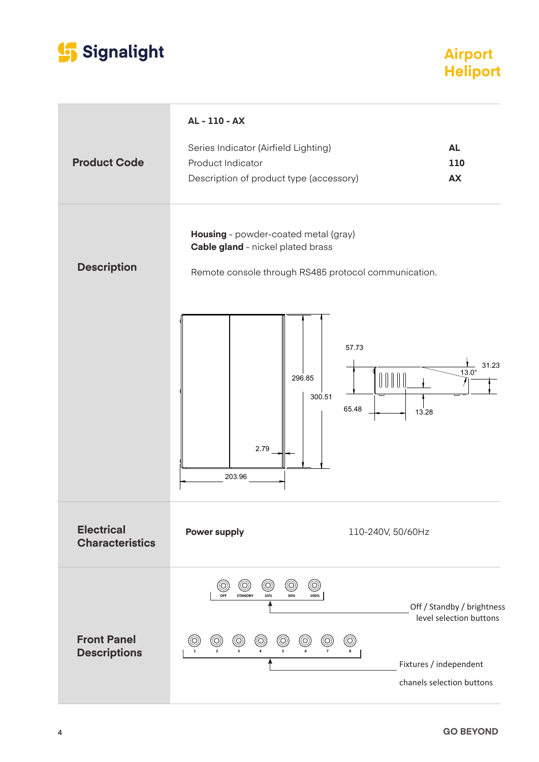| | |
|---|---|
| **Product Code** | **AL - 110 - AX**<br><br>Series Indicator (Airfield Lighting) **AL**<br>Product Indicator **110**<br>Description of product type (accessory) **AX** |
| **Description** | **Housing** - powder-coated metal (gray)<br>**Cable gland** - nickel plated brass<br><br>Remote console through RS485 protocol communication.<br><br>296.85 / 300.51 / 2.79 / 203.96 / 57.73 / 31.23 / 13.0° / 65.48 / 13.28 |
| **Electrical Characteristics** | **Power supply** 110-240V, 50/60Hz |
| **Front Panel Descriptions** | OFF / STANDBY / 10% / 30% / 100%<br>Off / Standby / brightness level selection buttons<br><br>1 / 2 / 3 / 4 / 5 / 6 / 7 / 8<br>Fixtures / independent chanels selection buttons |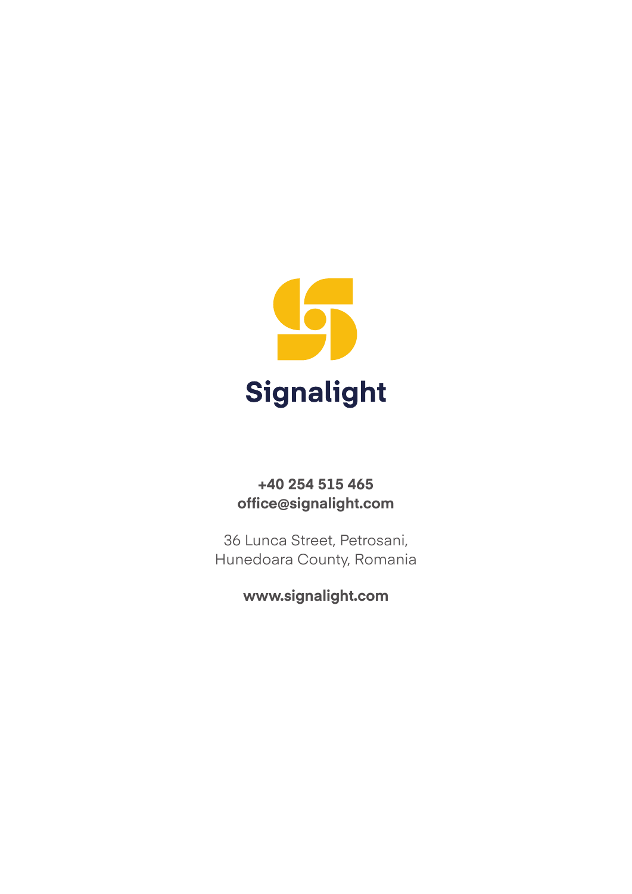**Signalight**

**+40 254 515 465**
**office@signalight.com**

36 Lunca Street, Petrosani,
Hunedoara County, Romania

**www.signalight.com**